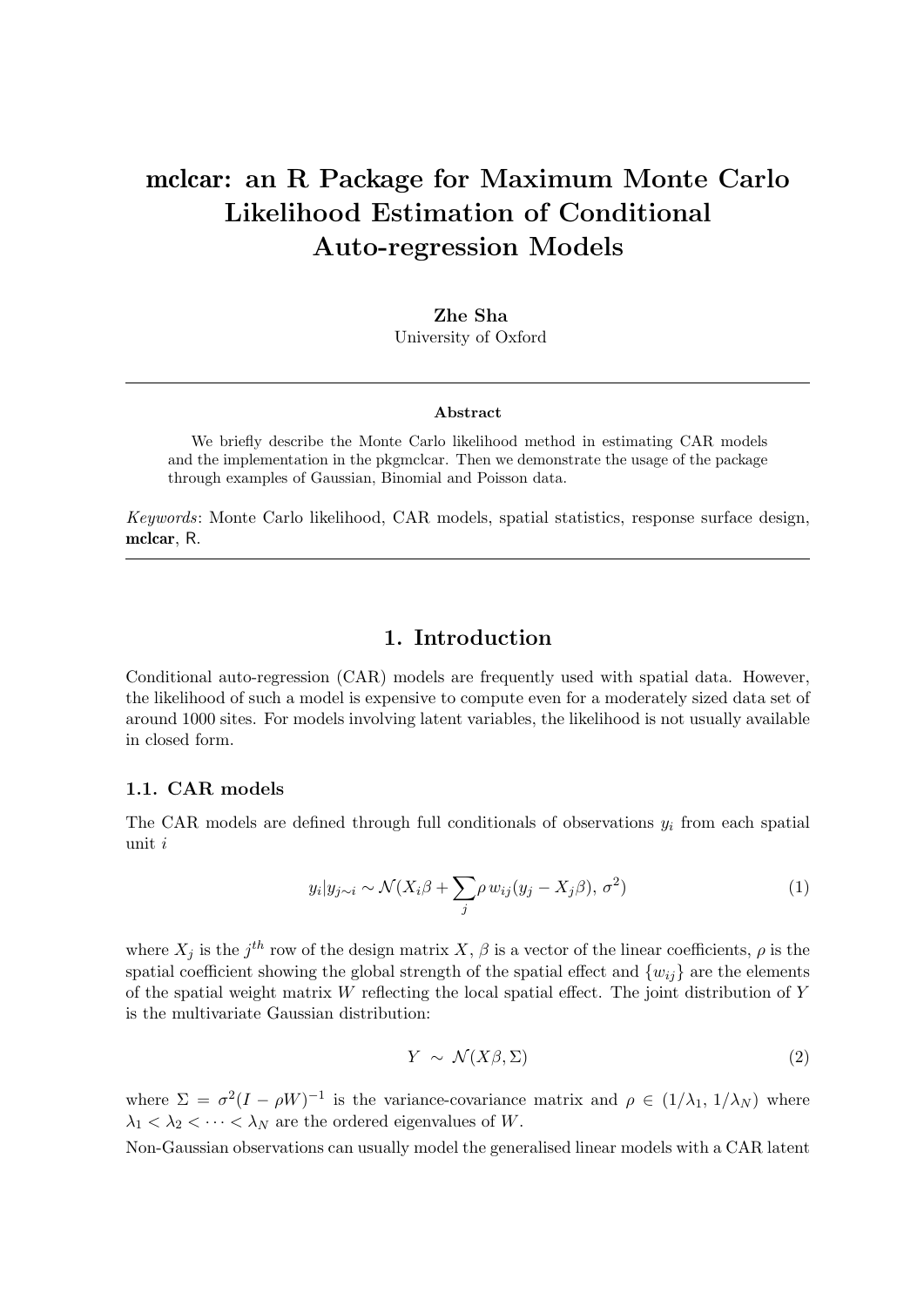# mclcar: an R Package for Maximum Monte Carlo Likelihood Estimation of Conditional Auto-regression Models

**Zhe Sha**
University of Oxford

---

**Abstract**

We briefly describe the Monte Carlo likelihood method in estimating CAR models and the implementation in the pkgmclcar. Then we demonstrate the usage of the package through examples of Gaussian, Binomial and Poisson data.

*Keywords*: Monte Carlo likelihood, CAR models, spatial statistics, response surface design, **mclcar**, R.

---

## 1. Introduction

Conditional auto-regression (CAR) models are frequently used with spatial data. However, the likelihood of such a model is expensive to compute even for a moderately sized data set of around 1000 sites. For models involving latent variables, the likelihood is not usually available in closed form.

### 1.1. CAR models

The CAR models are defined through full conditionals of observations $y_i$ from each spatial unit $i$

$$y_i | y_{j \sim i} \sim \mathcal{N}(X_i\beta + \sum_j \rho \, w_{ij}(y_j - X_j\beta), \, \sigma^2) \tag{1}$$

where $X_j$ is the $j^{th}$ row of the design matrix $X$, $\beta$ is a vector of the linear coefficients, $\rho$ is the spatial coefficient showing the global strength of the spatial effect and $\{w_{ij}\}$ are the elements of the spatial weight matrix $W$ reflecting the local spatial effect. The joint distribution of $Y$ is the multivariate Gaussian distribution:

$$Y \sim \mathcal{N}(X\beta, \Sigma) \tag{2}$$

where $\Sigma = \sigma^2(I - \rho W)^{-1}$ is the variance-covariance matrix and $\rho \in (1/\lambda_1, \, 1/\lambda_N)$ where $\lambda_1 < \lambda_2 < \cdots < \lambda_N$ are the ordered eigenvalues of $W$.

Non-Gaussian observations can usually model the generalised linear models with a CAR latent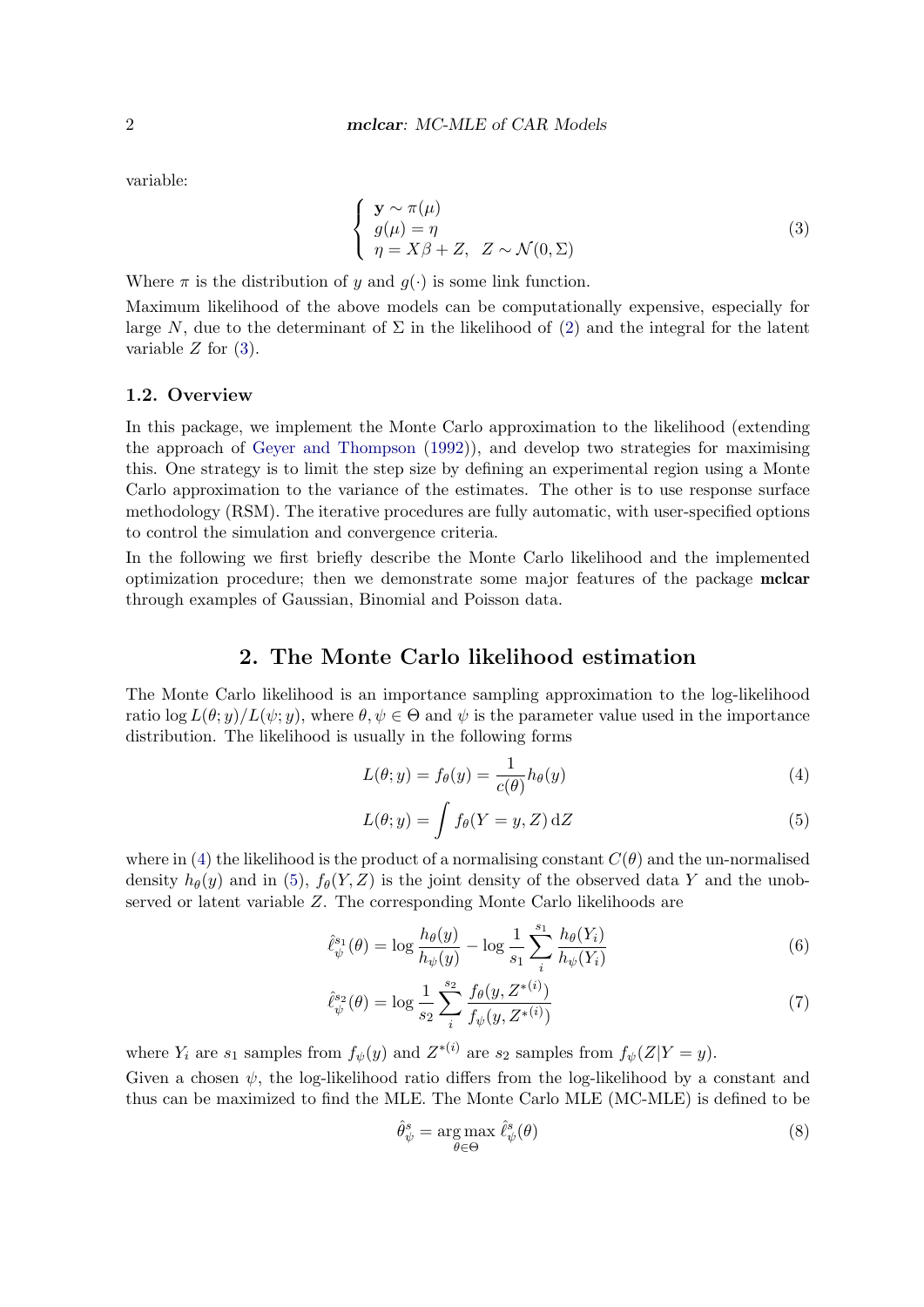variable:

$$
\begin{cases} \mathbf{y} \sim \pi(\mu) \\ g(\mu) = \eta \\ \eta = X\beta + Z, \quad Z \sim \mathcal{N}(0, \Sigma) \end{cases} \tag{3}
$$

Where $\pi$ is the distribution of $y$ and $g(\cdot)$ is some link function.

Maximum likelihood of the above models can be computationally expensive, especially for large $N$, due to the determinant of $\Sigma$ in the likelihood of (2) and the integral for the latent variable $Z$ for (3).

### 1.2. Overview

In this package, we implement the Monte Carlo approximation to the likelihood (extending the approach of Geyer and Thompson (1992)), and develop two strategies for maximising this. One strategy is to limit the step size by defining an experimental region using a Monte Carlo approximation to the variance of the estimates. The other is to use response surface methodology (RSM). The iterative procedures are fully automatic, with user-specified options to control the simulation and convergence criteria.

In the following we first briefly describe the Monte Carlo likelihood and the implemented optimization procedure; then we demonstrate some major features of the package **mclcar** through examples of Gaussian, Binomial and Poisson data.

## 2. The Monte Carlo likelihood estimation

The Monte Carlo likelihood is an importance sampling approximation to the log-likelihood ratio $\log L(\theta; y)/L(\psi; y)$, where $\theta, \psi \in \Theta$ and $\psi$ is the parameter value used in the importance distribution. The likelihood is usually in the following forms

$$
L(\theta; y) = f_\theta(y) = \frac{1}{c(\theta)} h_\theta(y) \tag{4}
$$

$$
L(\theta; y) = \int f_\theta(Y = y, Z) \, \mathrm{d}Z \tag{5}
$$

where in (4) the likelihood is the product of a normalising constant $C(\theta)$ and the un-normalised density $h_\theta(y)$ and in (5), $f_\theta(Y, Z)$ is the joint density of the observed data $Y$ and the unobserved or latent variable $Z$. The corresponding Monte Carlo likelihoods are

$$
\hat{\ell}_\psi^{s_1}(\theta) = \log \frac{h_\theta(y)}{h_\psi(y)} - \log \frac{1}{s_1} \sum_i^{s_1} \frac{h_\theta(Y_i)}{h_\psi(Y_i)} \tag{6}
$$

$$
\hat{\ell}_\psi^{s_2}(\theta) = \log \frac{1}{s_2} \sum_i^{s_2} \frac{f_\theta(y, Z^{*(i)})}{f_\psi(y, Z^{*(i)})} \tag{7}
$$

where $Y_i$ are $s_1$ samples from $f_\psi(y)$ and $Z^{*(i)}$ are $s_2$ samples from $f_\psi(Z|Y = y)$.

Given a chosen $\psi$, the log-likelihood ratio differs from the log-likelihood by a constant and thus can be maximized to find the MLE. The Monte Carlo MLE (MC-MLE) is defined to be

$$
\hat{\theta}_\psi^s = \arg\max_{\theta \in \Theta} \hat{\ell}_\psi^s(\theta) \tag{8}
$$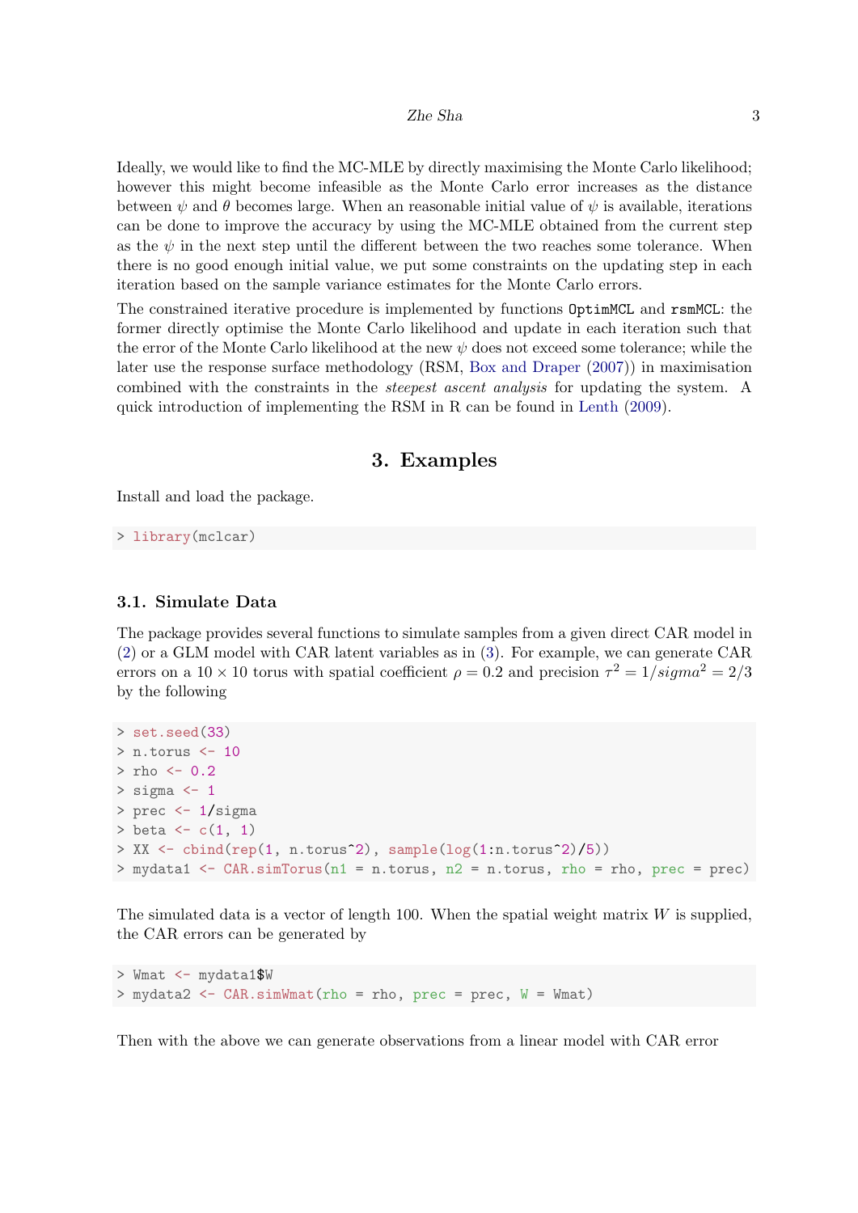Ideally, we would like to find the MC-MLE by directly maximising the Monte Carlo likelihood; however this might become infeasible as the Monte Carlo error increases as the distance between $\psi$ and $\theta$ becomes large. When an reasonable initial value of $\psi$ is available, iterations can be done to improve the accuracy by using the MC-MLE obtained from the current step as the $\psi$ in the next step until the different between the two reaches some tolerance. When there is no good enough initial value, we put some constraints on the updating step in each iteration based on the sample variance estimates for the Monte Carlo errors.

The constrained iterative procedure is implemented by functions `OptimMCL` and `rsmMCL`: the former directly optimise the Monte Carlo likelihood and update in each iteration such that the error of the Monte Carlo likelihood at the new $\psi$ does not exceed some tolerance; while the later use the response surface methodology (RSM, Box and Draper (2007)) in maximisation combined with the constraints in the *steepest ascent analysis* for updating the system. A quick introduction of implementing the RSM in R can be found in Lenth (2009).

## 3. Examples

Install and load the package.

```
> library(mclcar)
```

### 3.1. Simulate Data

The package provides several functions to simulate samples from a given direct CAR model in (2) or a GLM model with CAR latent variables as in (3). For example, we can generate CAR errors on a $10 \times 10$ torus with spatial coefficient $\rho = 0.2$ and precision $\tau^2 = 1/sigma^2 = 2/3$ by the following

```
> set.seed(33)
> n.torus <- 10
> rho <- 0.2
> sigma <- 1
> prec <- 1/sigma
> beta <- c(1, 1)
> XX <- cbind(rep(1, n.torus^2), sample(log(1:n.torus^2)/5))
> mydata1 <- CAR.simTorus(n1 = n.torus, n2 = n.torus, rho = rho, prec = prec)
```

The simulated data is a vector of length 100. When the spatial weight matrix $W$ is supplied, the CAR errors can be generated by

```
> Wmat <- mydata1$W
> mydata2 <- CAR.simWmat(rho = rho, prec = prec, W = Wmat)
```

Then with the above we can generate observations from a linear model with CAR error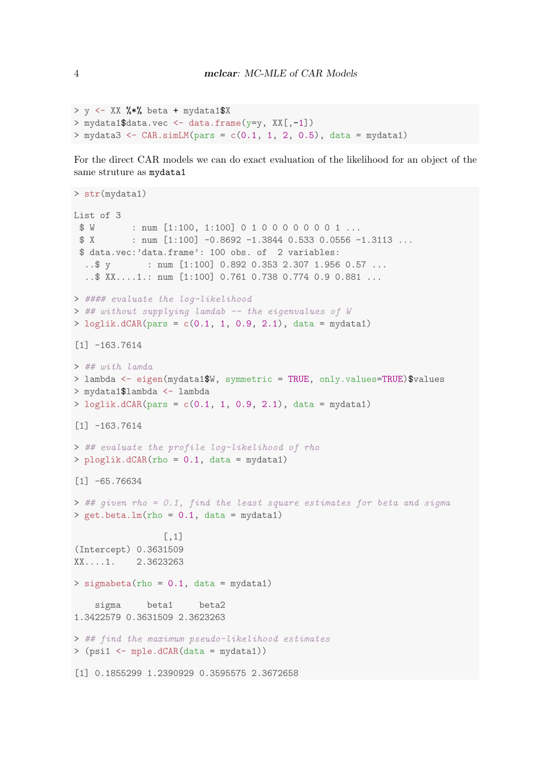```
> y <- XX %*% beta + mydata1$X
> mydata1$data.vec <- data.frame(y=y, XX[,-1])
> mydata3 <- CAR.simLM(pars = c(0.1, 1, 2, 0.5), data = mydata1)
```

For the direct CAR models we can do exact evaluation of the likelihood for an object of the same struture as `mydata1`

```
> str(mydata1)

List of 3
 $ W       : num [1:100, 1:100] 0 1 0 0 0 0 0 0 0 1 ...
 $ X       : num [1:100] -0.8692 -1.3844 0.533 0.0556 -1.3113 ...
 $ data.vec:'data.frame': 100 obs. of  2 variables:
  ..$ y       : num [1:100] 0.892 0.353 2.307 1.956 0.57 ...
  ..$ XX....1.: num [1:100] 0.761 0.738 0.774 0.9 0.881 ...

> #### evaluate the log-likelihood
> ## without supplying lamdab -- the eigenvalues of W
> loglik.dCAR(pars = c(0.1, 1, 0.9, 2.1), data = mydata1)

[1] -163.7614

> ## with lamda
> lambda <- eigen(mydata1$W, symmetric = TRUE, only.values=TRUE)$values
> mydata1$lambda <- lambda
> loglik.dCAR(pars = c(0.1, 1, 0.9, 2.1), data = mydata1)

[1] -163.7614

> ## evaluate the profile log-likelihood of rho
> ploglik.dCAR(rho = 0.1, data = mydata1)

[1] -65.76634

> ## given rho = 0.1, find the least square estimates for beta and sigma
> get.beta.lm(rho = 0.1, data = mydata1)

                 [,1]
(Intercept) 0.3631509
XX....1.    2.3623263

> sigmabeta(rho = 0.1, data = mydata1)

    sigma     beta1     beta2
1.3422579 0.3631509 2.3623263

> ## find the maximum pseudo-likelihood estimates
> (psi1 <- mple.dCAR(data = mydata1))

[1] 0.1855299 1.2390929 0.3595575 2.3672658
```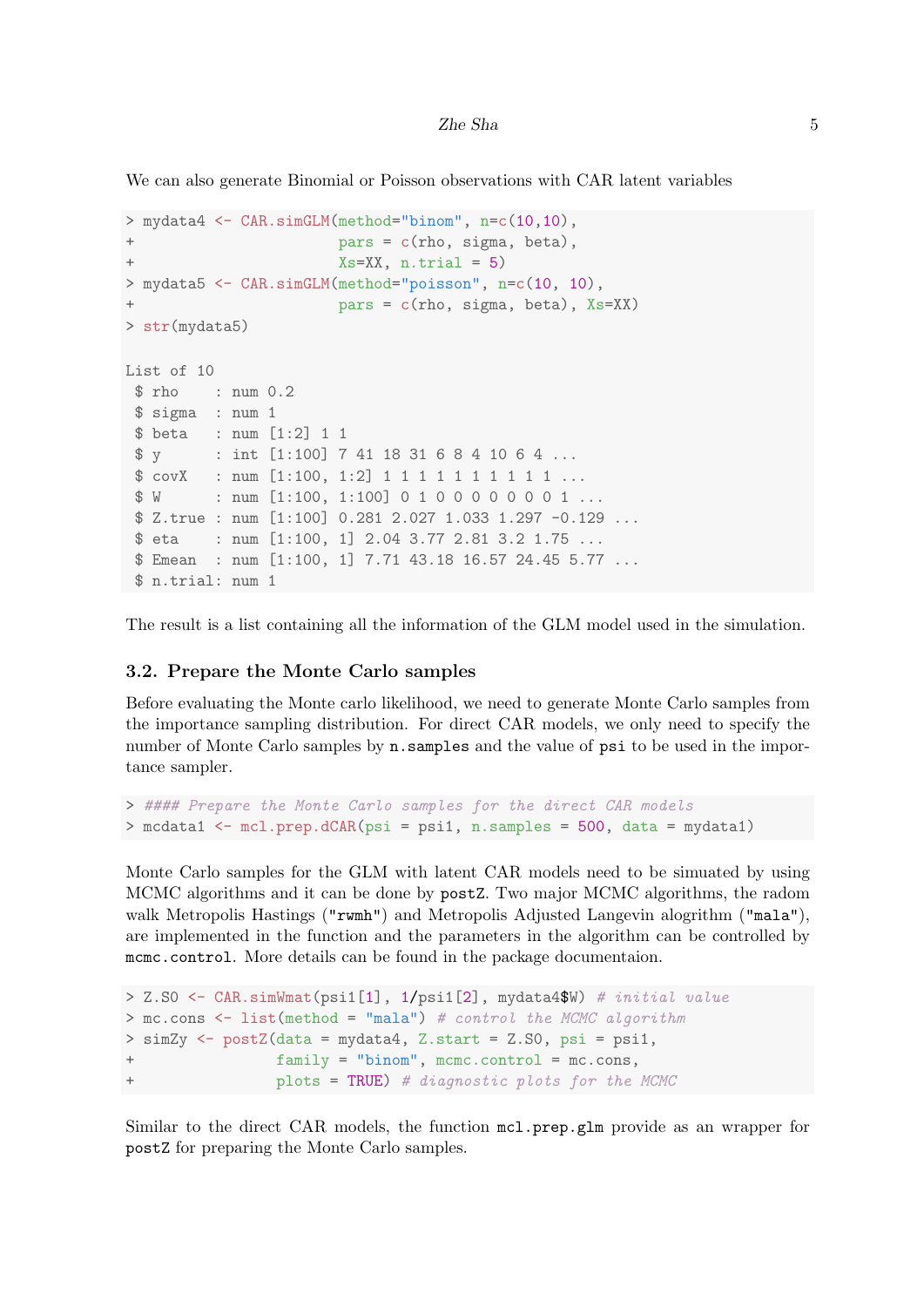We can also generate Binomial or Poisson observations with CAR latent variables

```
> mydata4 <- CAR.simGLM(method="binom", n=c(10,10),
+                       pars = c(rho, sigma, beta),
+                       Xs=XX, n.trial = 5)
> mydata5 <- CAR.simGLM(method="poisson", n=c(10, 10),
+                       pars = c(rho, sigma, beta), Xs=XX)
> str(mydata5)

List of 10
 $ rho    : num 0.2
 $ sigma  : num 1
 $ beta   : num [1:2] 1 1
 $ y      : int [1:100] 7 41 18 31 6 8 4 10 6 4 ...
 $ covX   : num [1:100, 1:2] 1 1 1 1 1 1 1 1 1 1 ...
 $ W      : num [1:100, 1:100] 0 1 0 0 0 0 0 0 0 1 ...
 $ Z.true : num [1:100] 0.281 2.027 1.033 1.297 -0.129 ...
 $ eta    : num [1:100, 1] 2.04 3.77 2.81 3.2 1.75 ...
 $ Emean  : num [1:100, 1] 7.71 43.18 16.57 24.45 5.77 ...
 $ n.trial: num 1
```

The result is a list containing all the information of the GLM model used in the simulation.

### 3.2. Prepare the Monte Carlo samples

Before evaluating the Monte carlo likelihood, we need to generate Monte Carlo samples from the importance sampling distribution. For direct CAR models, we only need to specify the number of Monte Carlo samples by `n.samples` and the value of `psi` to be used in the importance sampler.

```
> #### Prepare the Monte Carlo samples for the direct CAR models
> mcdata1 <- mcl.prep.dCAR(psi = psi1, n.samples = 500, data = mydata1)
```

Monte Carlo samples for the GLM with latent CAR models need to be simuated by using MCMC algorithms and it can be done by `postZ`. Two major MCMC algorithms, the radom walk Metropolis Hastings (`"rwmh"`) and Metropolis Adjusted Langevin alogrithm (`"mala"`), are implemented in the function and the parameters in the algorithm can be controlled by `mcmc.control`. More details can be found in the package documentaion.

```
> Z.S0 <- CAR.simWmat(psi1[1], 1/psi1[2], mydata4$W) # initial value
> mc.cons <- list(method = "mala") # control the MCMC algorithm
> simZy <- postZ(data = mydata4, Z.start = Z.S0, psi = psi1,
+                family = "binom", mcmc.control = mc.cons,
+                plots = TRUE) # diagnostic plots for the MCMC
```

Similar to the direct CAR models, the function `mcl.prep.glm` provide as an wrapper for `postZ` for preparing the Monte Carlo samples.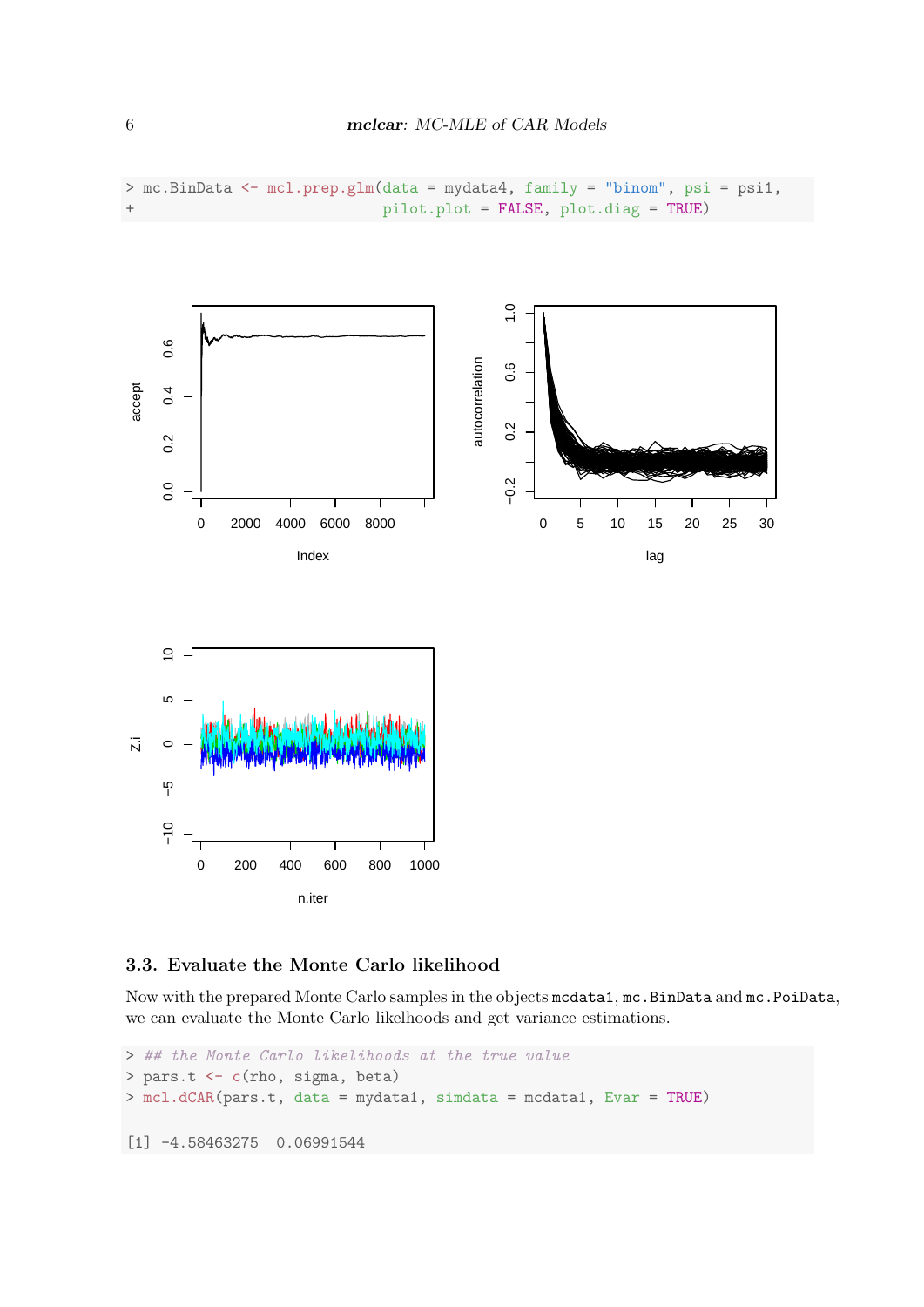```
> mc.BinData <- mcl.prep.glm(data = mydata4, family = "binom", psi = psi1,
+                            pilot.plot = FALSE, plot.diag = TRUE)
```

## 3.3. Evaluate the Monte Carlo likelihood

Now with the prepared Monte Carlo samples in the objects `mcdata1`, `mc.BinData` and `mc.PoiData`, we can evaluate the Monte Carlo likelihoods and get variance estimations.

```
> ## the Monte Carlo likelihoods at the true value
> pars.t <- c(rho, sigma, beta)
> mcl.dCAR(pars.t, data = mydata1, simdata = mcdata1, Evar = TRUE)

[1] -4.58463275  0.06991544
```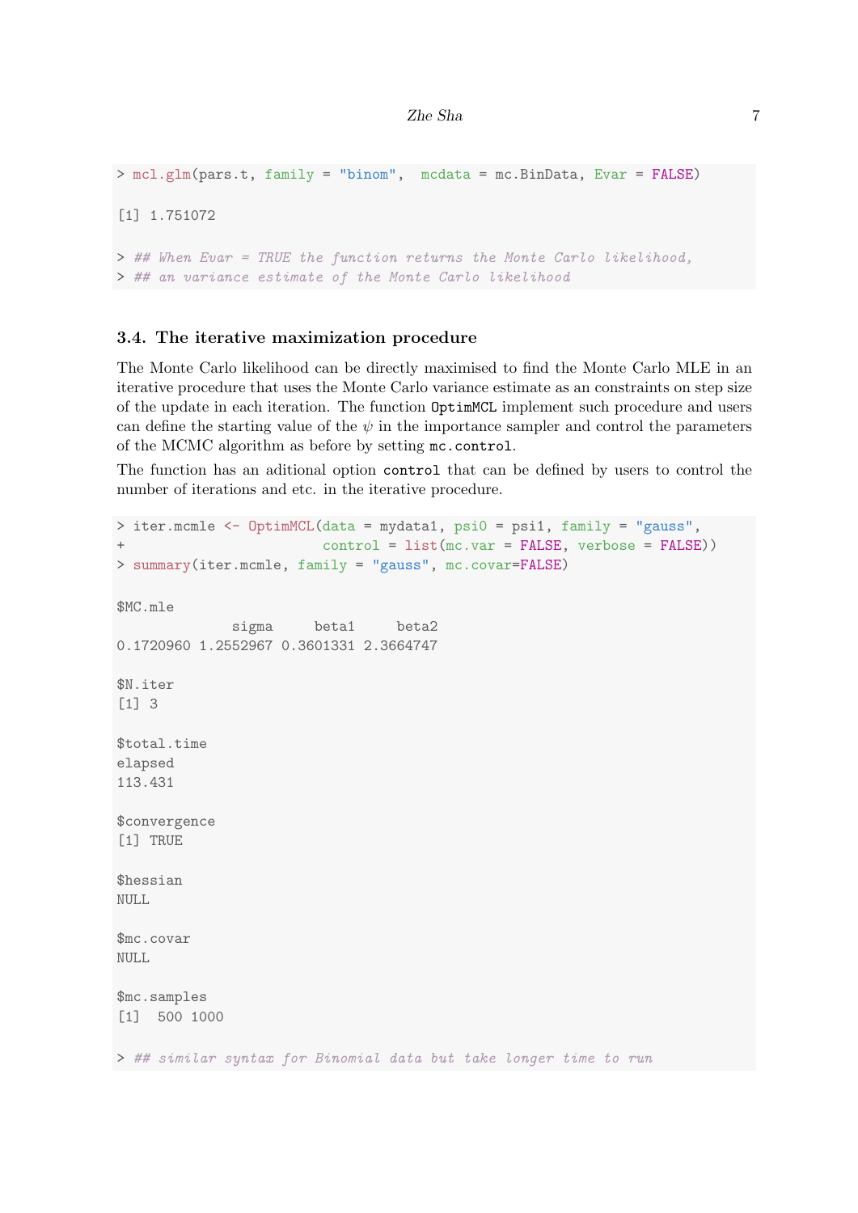```
> mcl.glm(pars.t, family = "binom",  mcdata = mc.BinData, Evar = FALSE)

[1] 1.751072

> ## When Evar = TRUE the function returns the Monte Carlo likelihood,
> ## an variance estimate of the Monte Carlo likelihood
```

### 3.4. The iterative maximization procedure

The Monte Carlo likelihood can be directly maximised to find the Monte Carlo MLE in an iterative procedure that uses the Monte Carlo variance estimate as an constraints on step size of the update in each iteration. The function `OptimMCL` implement such procedure and users can define the starting value of the $\psi$ in the importance sampler and control the parameters of the MCMC algorithm as before by setting `mc.control`.

The function has an aditional option `control` that can be defined by users to control the number of iterations and etc. in the iterative procedure.

```
> iter.mcmle <- OptimMCL(data = mydata1, psi0 = psi1, family = "gauss",
+                        control = list(mc.var = FALSE, verbose = FALSE))
> summary(iter.mcmle, family = "gauss", mc.covar=FALSE)

$MC.mle
              sigma     beta1     beta2
0.1720960 1.2552967 0.3601331 2.3664747

$N.iter
[1] 3

$total.time
elapsed
113.431

$convergence
[1] TRUE

$hessian
NULL

$mc.covar
NULL

$mc.samples
[1]  500 1000

> ## similar syntax for Binomial data but take longer time to run
```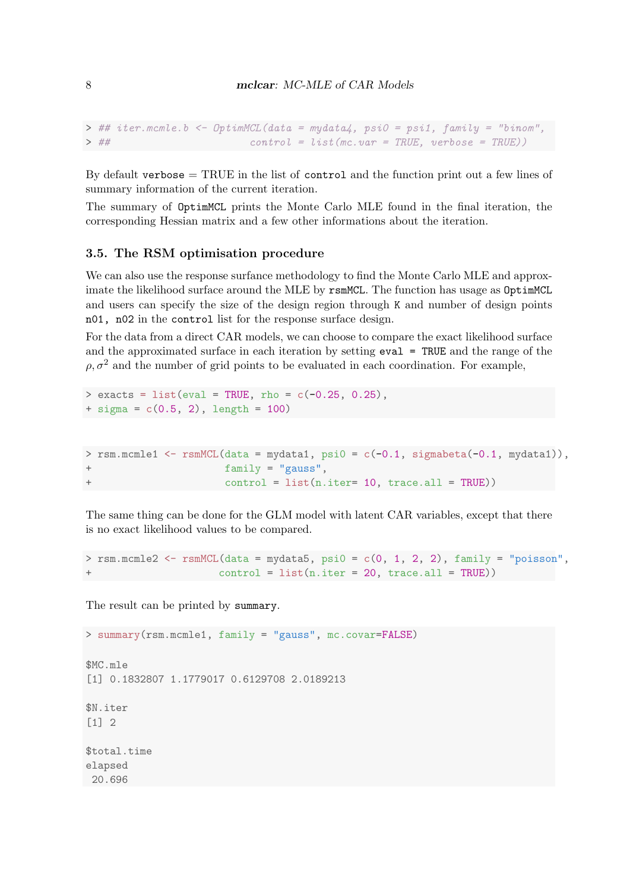```
> ## iter.mcmle.b <- OptimMCL(data = mydata4, psi0 = psi1, family = "binom",
> ##                          control = list(mc.var = TRUE, verbose = TRUE))
```

By default verbose = TRUE in the list of control and the function print out a few lines of summary information of the current iteration.

The summary of OptimMCL prints the Monte Carlo MLE found in the final iteration, the corresponding Hessian matrix and a few other informations about the iteration.

### 3.5. The RSM optimisation procedure

We can also use the response surfance methodology to find the Monte Carlo MLE and approximate the likelihood surface around the MLE by rsmMCL. The function has usage as OptimMCL and users can specify the size of the design region through K and number of design points n01, n02 in the control list for the response surface design.

For the data from a direct CAR models, we can choose to compare the exact likelihood surface and the approximated surface in each iteration by setting eval = TRUE and the range of the $\rho, \sigma^2$ and the number of grid points to be evaluated in each coordination. For example,

```
> exacts = list(eval = TRUE, rho = c(-0.25, 0.25),
+ sigma = c(0.5, 2), length = 100)
```

```
> rsm.mcmle1 <- rsmMCL(data = mydata1, psi0 = c(-0.1, sigmabeta(-0.1, mydata1)),
+                      family = "gauss",
+                      control = list(n.iter= 10, trace.all = TRUE))
```

The same thing can be done for the GLM model with latent CAR variables, except that there is no exact likelihood values to be compared.

```
> rsm.mcmle2 <- rsmMCL(data = mydata5, psi0 = c(0, 1, 2, 2), family = "poisson",
+                     control = list(n.iter = 20, trace.all = TRUE))
```

The result can be printed by summary.

```
> summary(rsm.mcmle1, family = "gauss", mc.covar=FALSE)

$MC.mle
[1] 0.1832807 1.1779017 0.6129708 2.0189213

$N.iter
[1] 2

$total.time
elapsed
 20.696
```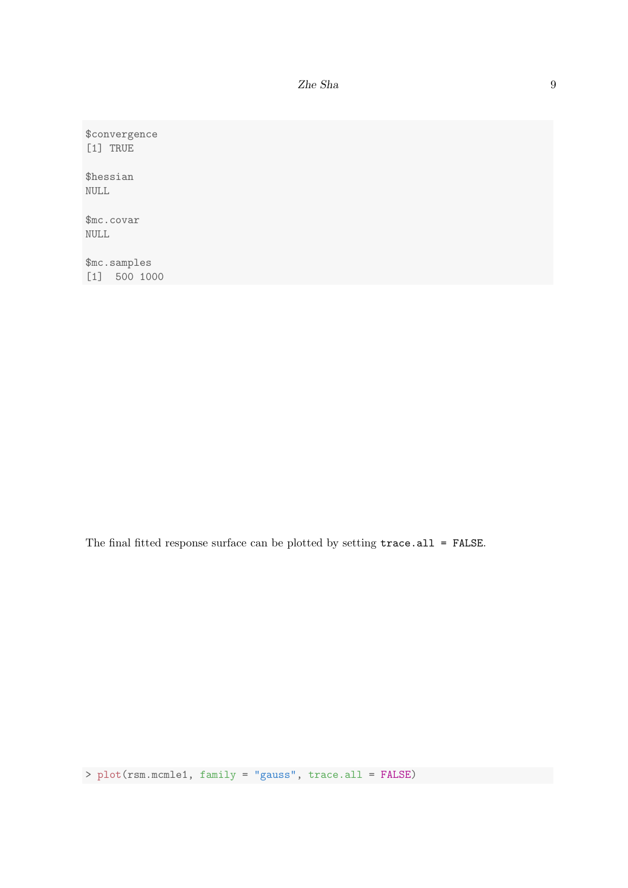```
$convergence
[1] TRUE

$hessian
NULL

$mc.covar
NULL

$mc.samples
[1]  500 1000
```

The final fitted response surface can be plotted by setting `trace.all = FALSE`.

```
> plot(rsm.mcmle1, family = "gauss", trace.all = FALSE)
```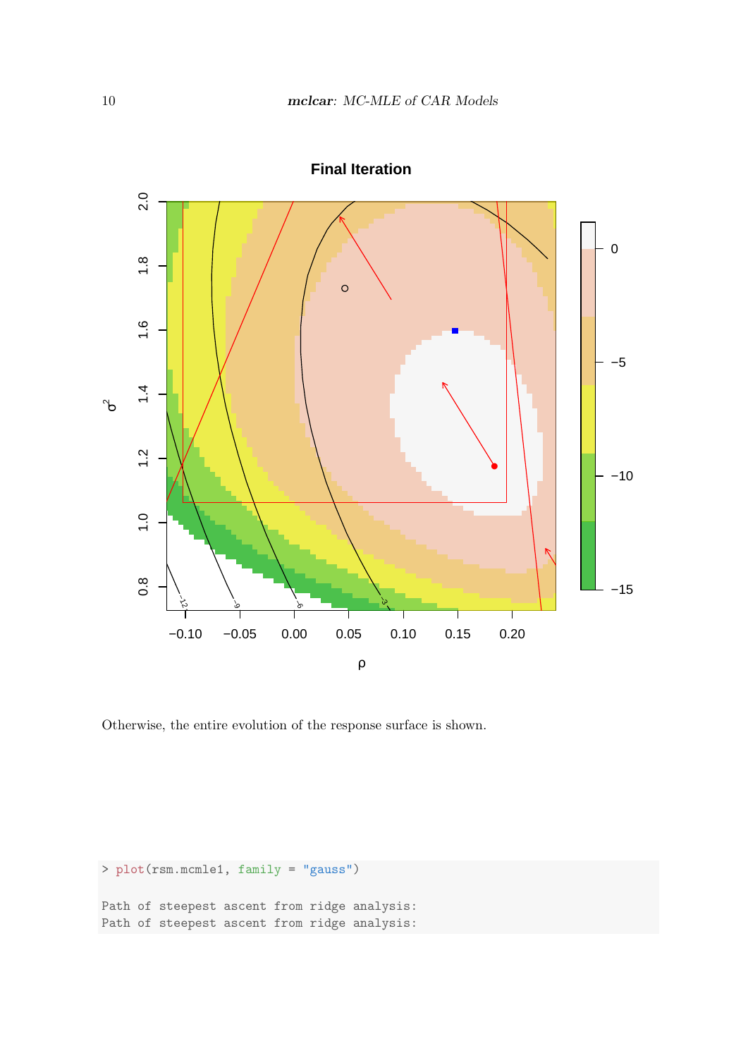Otherwise, the entire evolution of the response surface is shown.

```
> plot(rsm.mcmle1, family = "gauss")

Path of steepest ascent from ridge analysis:
Path of steepest ascent from ridge analysis:
```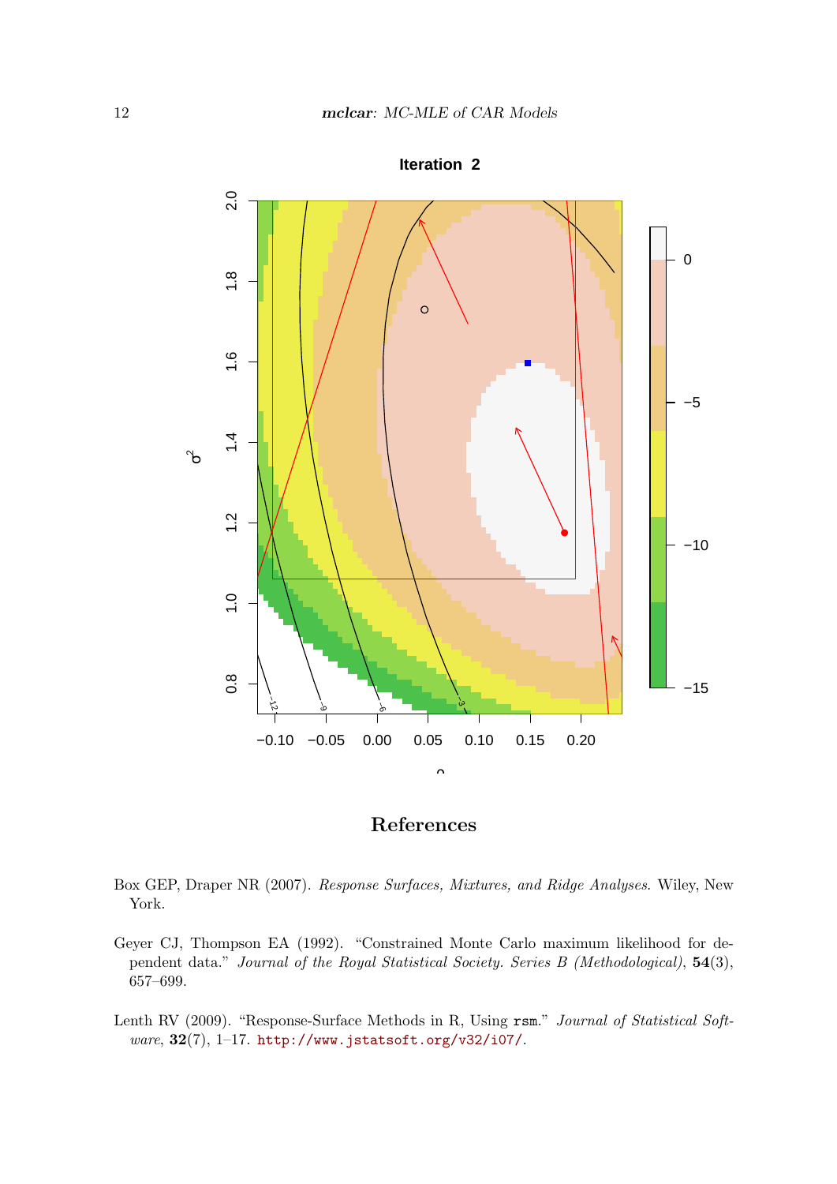## References

Box GEP, Draper NR (2007). *Response Surfaces, Mixtures, and Ridge Analyses*. Wiley, New York.

Geyer CJ, Thompson EA (1992). "Constrained Monte Carlo maximum likelihood for dependent data." *Journal of the Royal Statistical Society. Series B (Methodological)*, **54**(3), 657–699.

Lenth RV (2009). "Response-Surface Methods in R, Using `rsm`." *Journal of Statistical Software*, **32**(7), 1–17. http://www.jstatsoft.org/v32/i07/.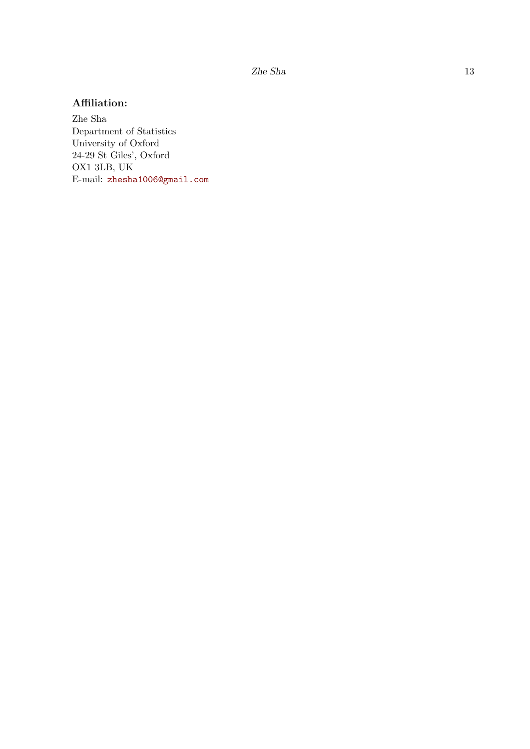**Affiliation:**

Zhe Sha
Department of Statistics
University of Oxford
24-29 St Giles', Oxford
OX1 3LB, UK
E-mail: zhesha1006@gmail.com